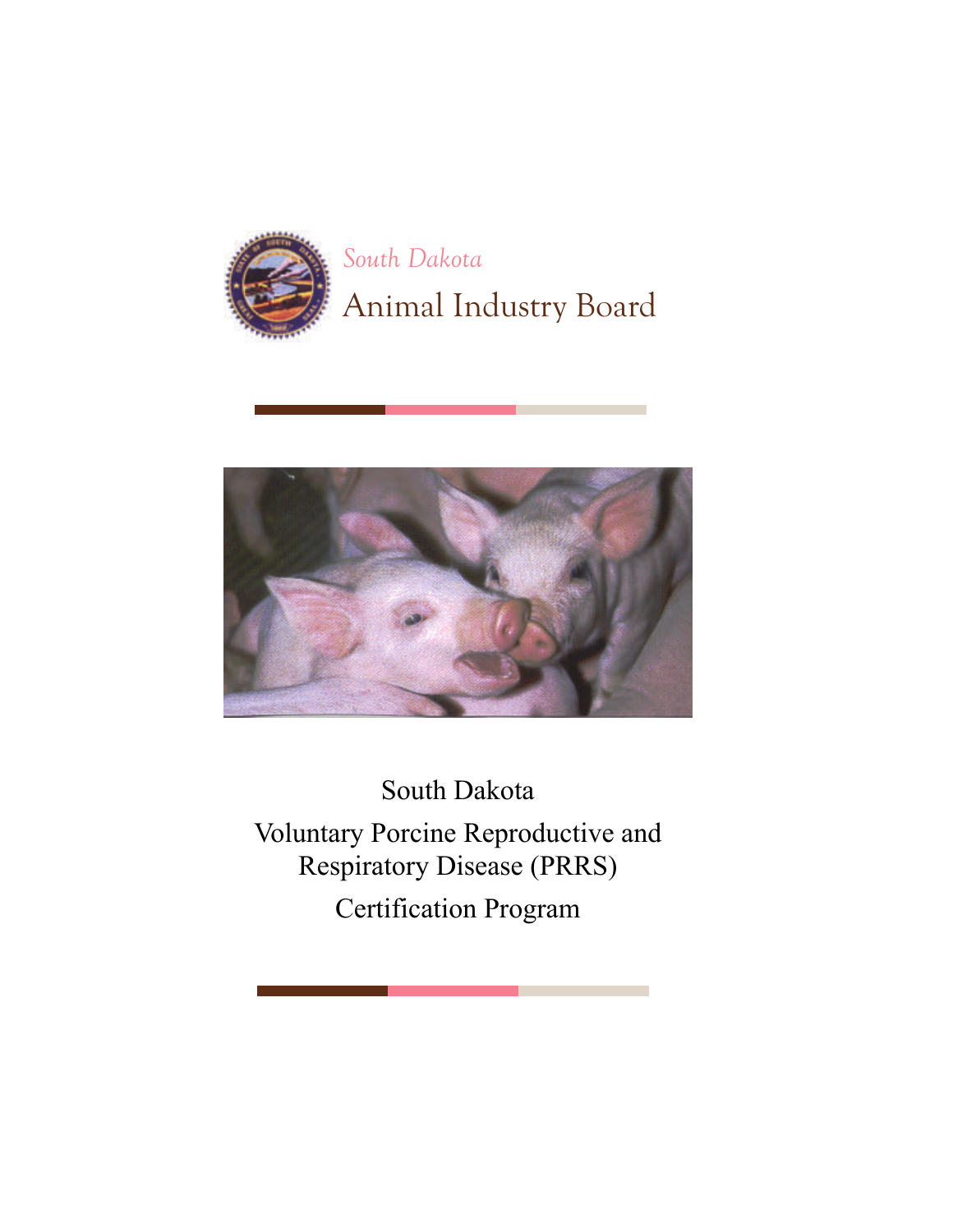*South Dakota*

Animal Industry Board

# South Dakota Voluntary Porcine Reproductive and Respiratory Disease (PRRS) Certification Program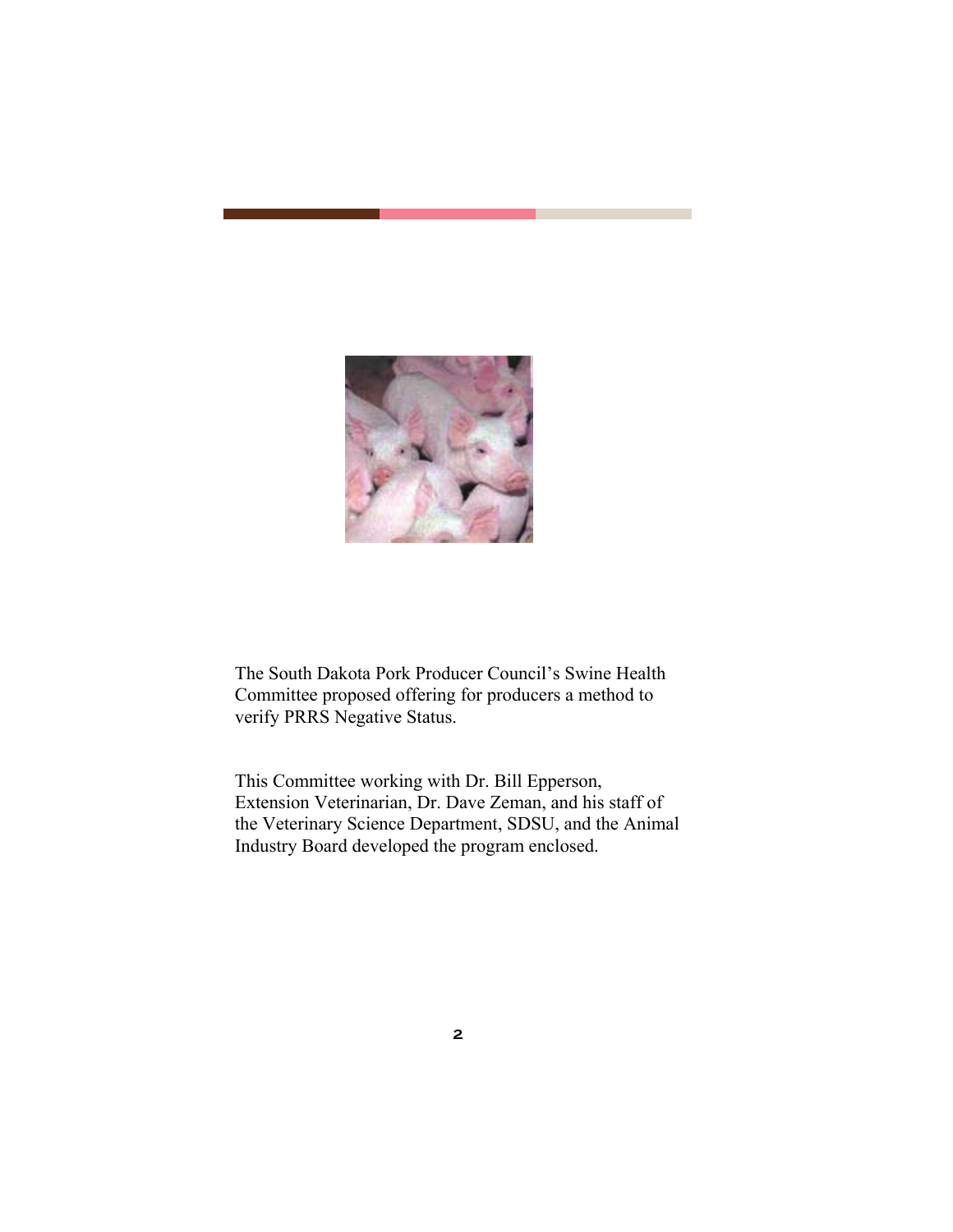The South Dakota Pork Producer Council's Swine Health Committee proposed offering for producers a method to verify PRRS Negative Status.

This Committee working with Dr. Bill Epperson, Extension Veterinarian, Dr. Dave Zeman, and his staff of the Veterinary Science Department, SDSU, and the Animal Industry Board developed the program enclosed.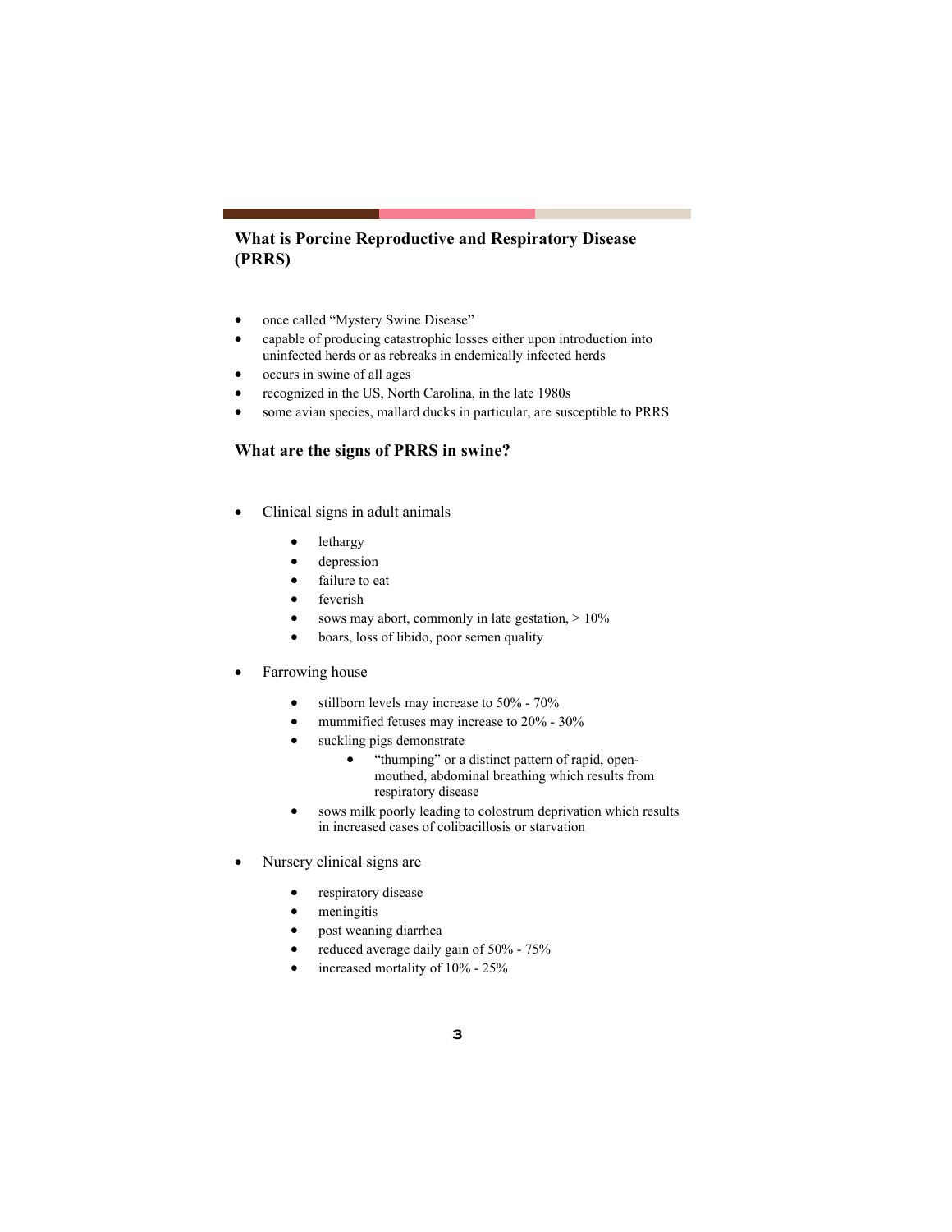## What is Porcine Reproductive and Respiratory Disease (PRRS)

- once called "Mystery Swine Disease"
- capable of producing catastrophic losses either upon introduction into uninfected herds or as rebreaks in endemically infected herds
- occurs in swine of all ages
- recognized in the US, North Carolina, in the late 1980s
- some avian species, mallard ducks in particular, are susceptible to PRRS

## What are the signs of PRRS in swine?

- Clinical signs in adult animals
  - lethargy
  - depression
  - failure to eat
  - feverish
  - sows may abort, commonly in late gestation, > 10%
  - boars, loss of libido, poor semen quality
- Farrowing house
  - stillborn levels may increase to 50% - 70%
  - mummified fetuses may increase to 20% - 30%
  - suckling pigs demonstrate
    - "thumping" or a distinct pattern of rapid, open-mouthed, abdominal breathing which results from respiratory disease
  - sows milk poorly leading to colostrum deprivation which results in increased cases of colibacillosis or starvation
- Nursery clinical signs are
  - respiratory disease
  - meningitis
  - post weaning diarrhea
  - reduced average daily gain of 50% - 75%
  - increased mortality of 10% - 25%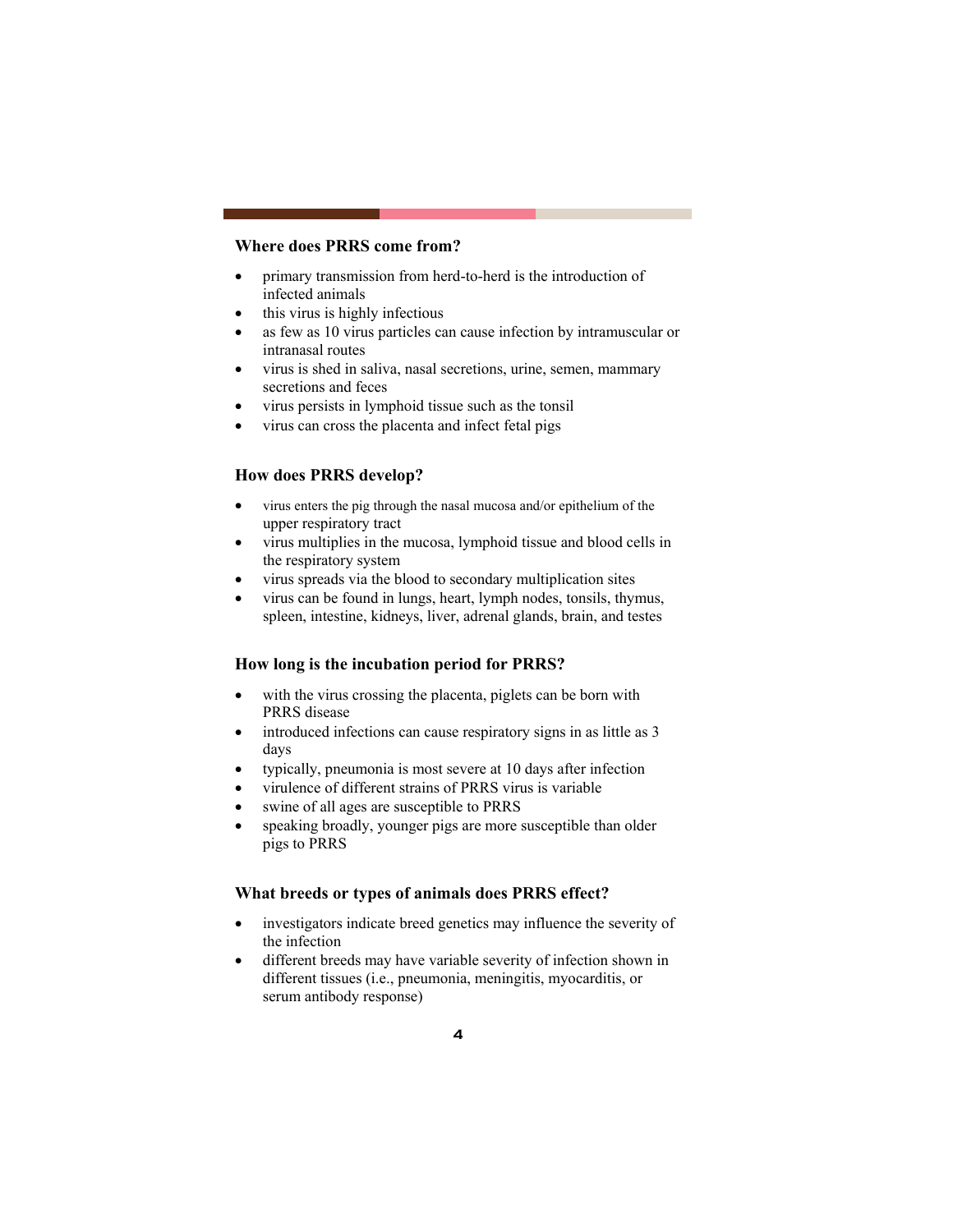## Where does PRRS come from?

- primary transmission from herd-to-herd is the introduction of infected animals
- this virus is highly infectious
- as few as 10 virus particles can cause infection by intramuscular or intranasal routes
- virus is shed in saliva, nasal secretions, urine, semen, mammary secretions and feces
- virus persists in lymphoid tissue such as the tonsil
- virus can cross the placenta and infect fetal pigs

## How does PRRS develop?

- virus enters the pig through the nasal mucosa and/or epithelium of the upper respiratory tract
- virus multiplies in the mucosa, lymphoid tissue and blood cells in the respiratory system
- virus spreads via the blood to secondary multiplication sites
- virus can be found in lungs, heart, lymph nodes, tonsils, thymus, spleen, intestine, kidneys, liver, adrenal glands, brain, and testes

## How long is the incubation period for PRRS?

- with the virus crossing the placenta, piglets can be born with PRRS disease
- introduced infections can cause respiratory signs in as little as 3 days
- typically, pneumonia is most severe at 10 days after infection
- virulence of different strains of PRRS virus is variable
- swine of all ages are susceptible to PRRS
- speaking broadly, younger pigs are more susceptible than older pigs to PRRS

## What breeds or types of animals does PRRS effect?

- investigators indicate breed genetics may influence the severity of the infection
- different breeds may have variable severity of infection shown in different tissues (i.e., pneumonia, meningitis, myocarditis, or serum antibody response)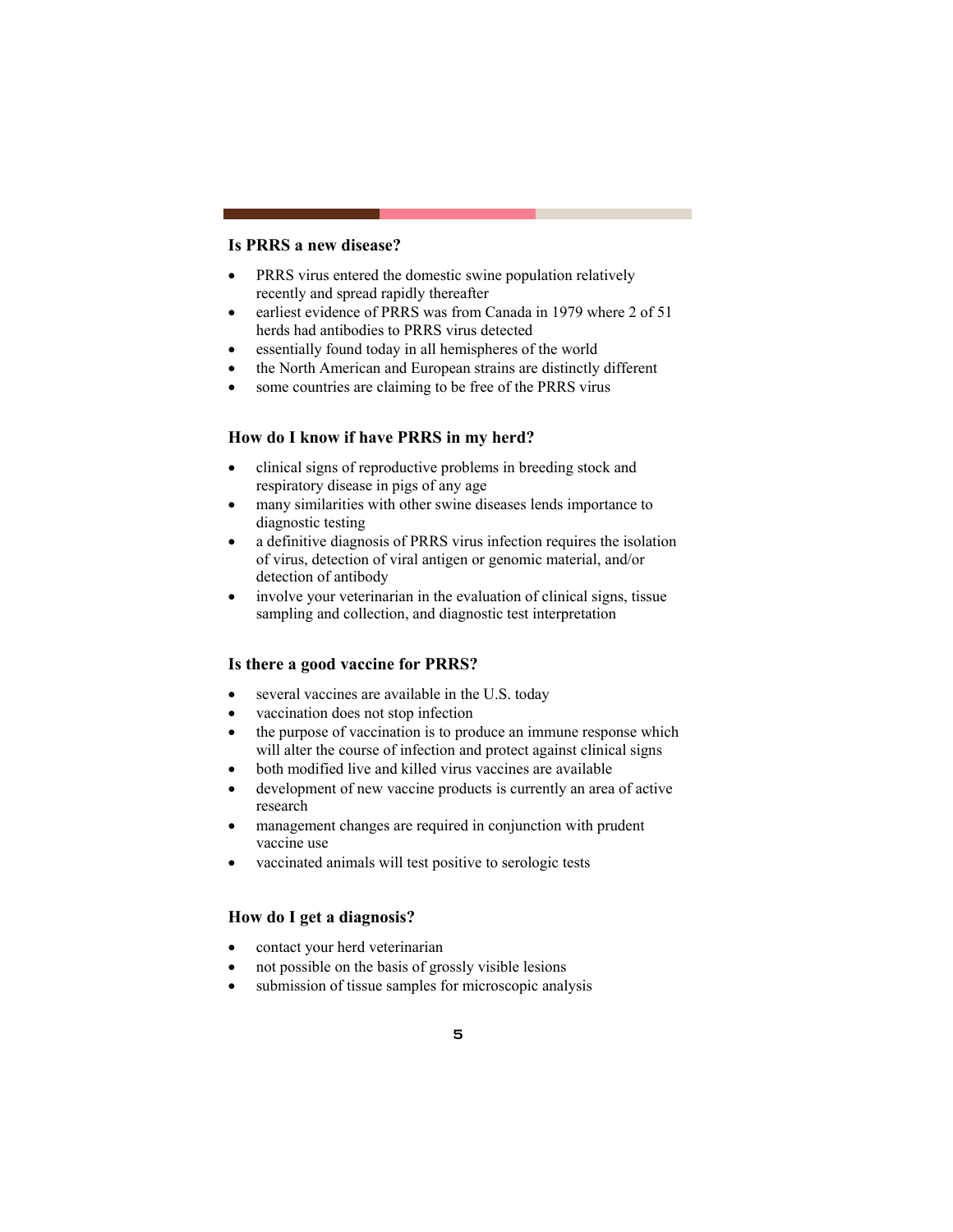### Is PRRS a new disease?

- PRRS virus entered the domestic swine population relatively recently and spread rapidly thereafter
- earliest evidence of PRRS was from Canada in 1979 where 2 of 51 herds had antibodies to PRRS virus detected
- essentially found today in all hemispheres of the world
- the North American and European strains are distinctly different
- some countries are claiming to be free of the PRRS virus

### How do I know if have PRRS in my herd?

- clinical signs of reproductive problems in breeding stock and respiratory disease in pigs of any age
- many similarities with other swine diseases lends importance to diagnostic testing
- a definitive diagnosis of PRRS virus infection requires the isolation of virus, detection of viral antigen or genomic material, and/or detection of antibody
- involve your veterinarian in the evaluation of clinical signs, tissue sampling and collection, and diagnostic test interpretation

### Is there a good vaccine for PRRS?

- several vaccines are available in the U.S. today
- vaccination does not stop infection
- the purpose of vaccination is to produce an immune response which will alter the course of infection and protect against clinical signs
- both modified live and killed virus vaccines are available
- development of new vaccine products is currently an area of active research
- management changes are required in conjunction with prudent vaccine use
- vaccinated animals will test positive to serologic tests

### How do I get a diagnosis?

- contact your herd veterinarian
- not possible on the basis of grossly visible lesions
- submission of tissue samples for microscopic analysis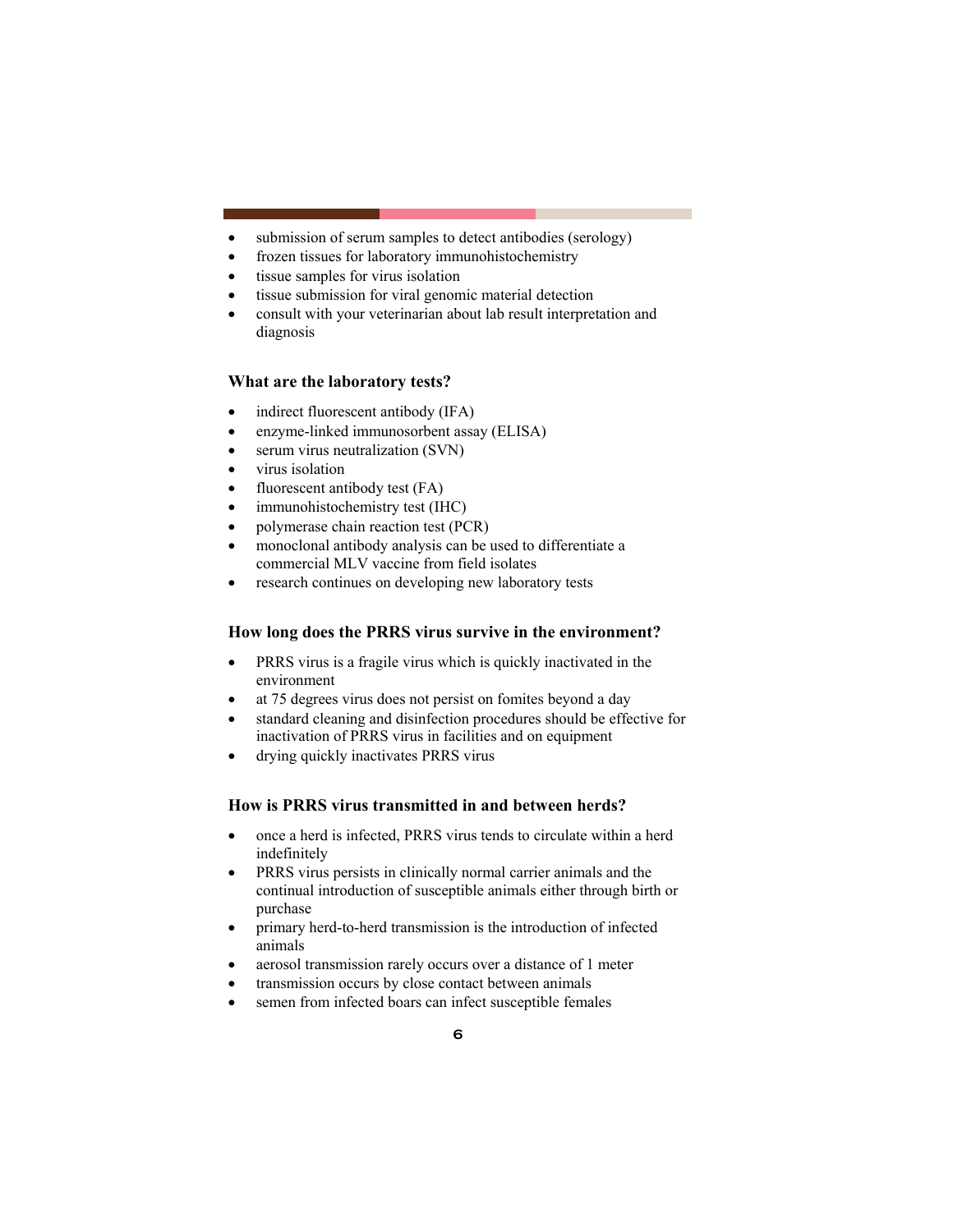- submission of serum samples to detect antibodies (serology)
- frozen tissues for laboratory immunohistochemistry
- tissue samples for virus isolation
- tissue submission for viral genomic material detection
- consult with your veterinarian about lab result interpretation and diagnosis

### What are the laboratory tests?

- indirect fluorescent antibody (IFA)
- enzyme-linked immunosorbent assay (ELISA)
- serum virus neutralization (SVN)
- virus isolation
- fluorescent antibody test (FA)
- immunohistochemistry test (IHC)
- polymerase chain reaction test (PCR)
- monoclonal antibody analysis can be used to differentiate a commercial MLV vaccine from field isolates
- research continues on developing new laboratory tests

### How long does the PRRS virus survive in the environment?

- PRRS virus is a fragile virus which is quickly inactivated in the environment
- at 75 degrees virus does not persist on fomites beyond a day
- standard cleaning and disinfection procedures should be effective for inactivation of PRRS virus in facilities and on equipment
- drying quickly inactivates PRRS virus

### How is PRRS virus transmitted in and between herds?

- once a herd is infected, PRRS virus tends to circulate within a herd indefinitely
- PRRS virus persists in clinically normal carrier animals and the continual introduction of susceptible animals either through birth or purchase
- primary herd-to-herd transmission is the introduction of infected animals
- aerosol transmission rarely occurs over a distance of 1 meter
- transmission occurs by close contact between animals
- semen from infected boars can infect susceptible females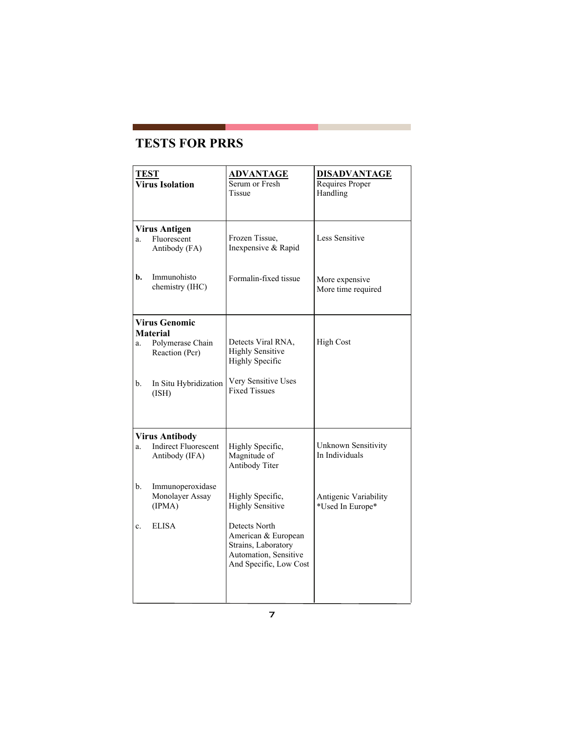## TESTS FOR PRRS

| TEST | ADVANTAGE | DISADVANTAGE |
|---|---|---|
| **Virus Isolation** | Serum or Fresh Tissue | Requires Proper Handling |
| **Virus Antigen** | | |
| a. Fluorescent Antibody (FA) | Frozen Tissue, Inexpensive & Rapid | Less Sensitive |
| **b.** Immunohisto chemistry (IHC) | Formalin-fixed tissue | More expensive More time required |
| **Virus Genomic Material** | | |
| a. Polymerase Chain Reaction (Pcr) | Detects Viral RNA, Highly Sensitive Highly Specific | High Cost |
| b. In Situ Hybridization (ISH) | Very Sensitive Uses Fixed Tissues | |
| **Virus Antibody** | | |
| a. Indirect Fluorescent Antibody (IFA) | Highly Specific, Magnitude of Antibody Titer | Unknown Sensitivity In Individuals |
| b. Immunoperoxidase Monolayer Assay (IPMA) | Highly Specific, Highly Sensitive | Antigenic Variability *Used In Europe* |
| c. ELISA | Detects North American & European Strains, Laboratory Automation, Sensitive And Specific, Low Cost | |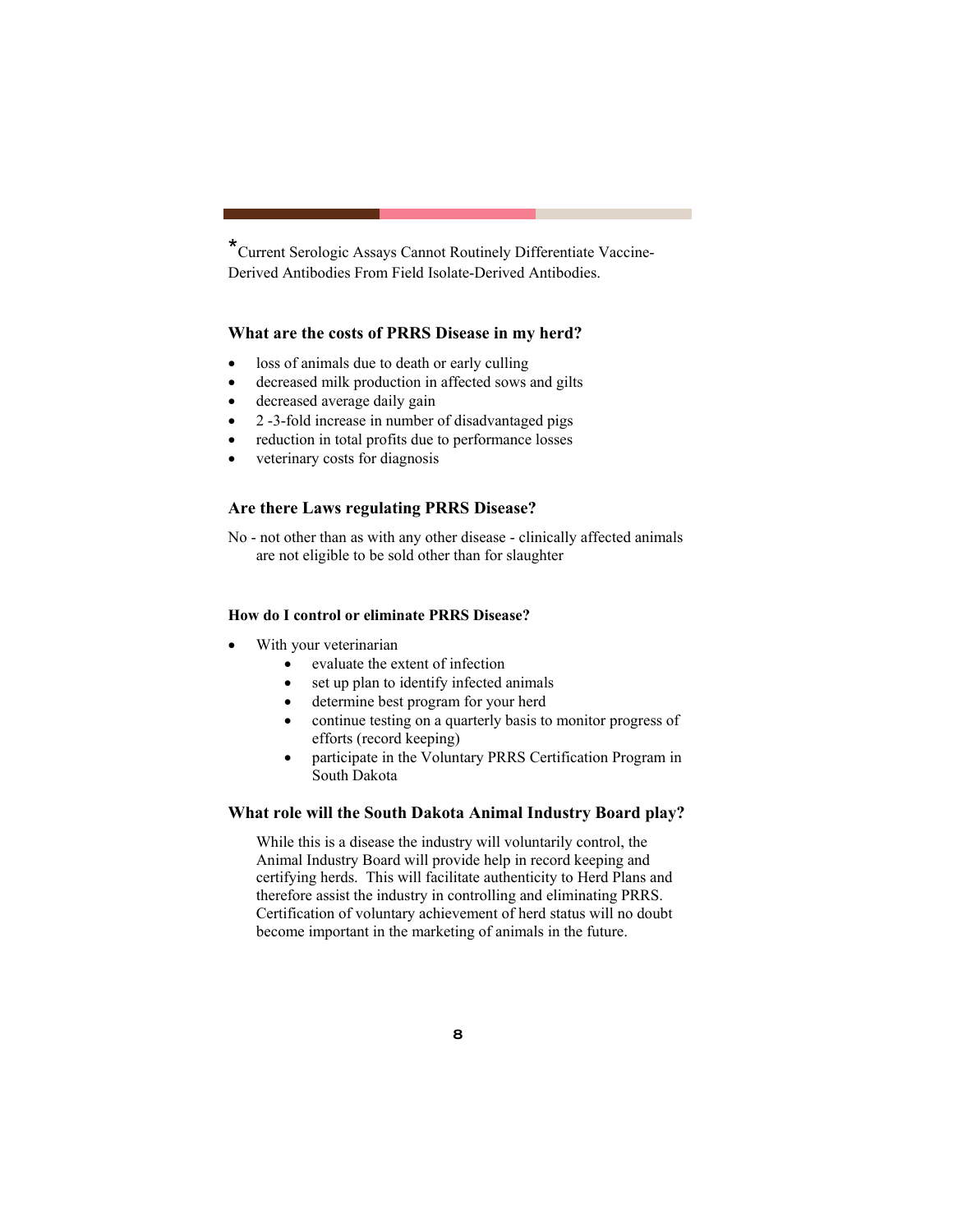*Current Serologic Assays Cannot Routinely Differentiate Vaccine-Derived Antibodies From Field Isolate-Derived Antibodies.

### What are the costs of PRRS Disease in my herd?

- loss of animals due to death or early culling
- decreased milk production in affected sows and gilts
- decreased average daily gain
- 2 -3-fold increase in number of disadvantaged pigs
- reduction in total profits due to performance losses
- veterinary costs for diagnosis

### Are there Laws regulating PRRS Disease?

No - not other than as with any other disease - clinically affected animals are not eligible to be sold other than for slaughter

#### How do I control or eliminate PRRS Disease?

- With your veterinarian
    - evaluate the extent of infection
    - set up plan to identify infected animals
    - determine best program for your herd
    - continue testing on a quarterly basis to monitor progress of efforts (record keeping)
    - participate in the Voluntary PRRS Certification Program in South Dakota

### What role will the South Dakota Animal Industry Board play?

While this is a disease the industry will voluntarily control, the Animal Industry Board will provide help in record keeping and certifying herds. This will facilitate authenticity to Herd Plans and therefore assist the industry in controlling and eliminating PRRS. Certification of voluntary achievement of herd status will no doubt become important in the marketing of animals in the future.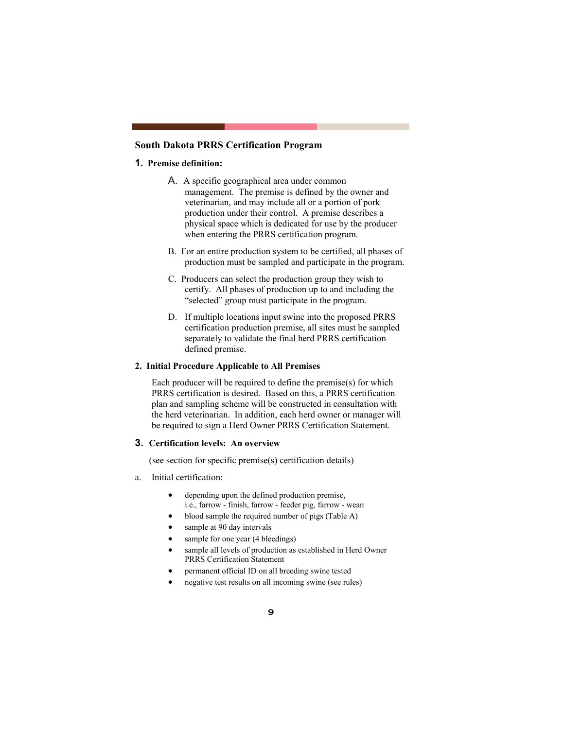## South Dakota PRRS Certification Program

### 1. Premise definition:

A. A specific geographical area under common management. The premise is defined by the owner and veterinarian, and may include all or a portion of pork production under their control. A premise describes a physical space which is dedicated for use by the producer when entering the PRRS certification program.

B. For an entire production system to be certified, all phases of production must be sampled and participate in the program.

C. Producers can select the production group they wish to certify. All phases of production up to and including the "selected" group must participate in the program.

D. If multiple locations input swine into the proposed PRRS certification production premise, all sites must be sampled separately to validate the final herd PRRS certification defined premise.

### 2. Initial Procedure Applicable to All Premises

Each producer will be required to define the premise(s) for which PRRS certification is desired. Based on this, a PRRS certification plan and sampling scheme will be constructed in consultation with the herd veterinarian. In addition, each herd owner or manager will be required to sign a Herd Owner PRRS Certification Statement.

### 3. Certification levels: An overview

(see section for specific premise(s) certification details)

a. Initial certification:

- depending upon the defined production premise, i.e., farrow - finish, farrow - feeder pig, farrow - wean
- blood sample the required number of pigs (Table A)
- sample at 90 day intervals
- sample for one year (4 bleedings)
- sample all levels of production as established in Herd Owner PRRS Certification Statement
- permanent official ID on all breeding swine tested
- negative test results on all incoming swine (see rules)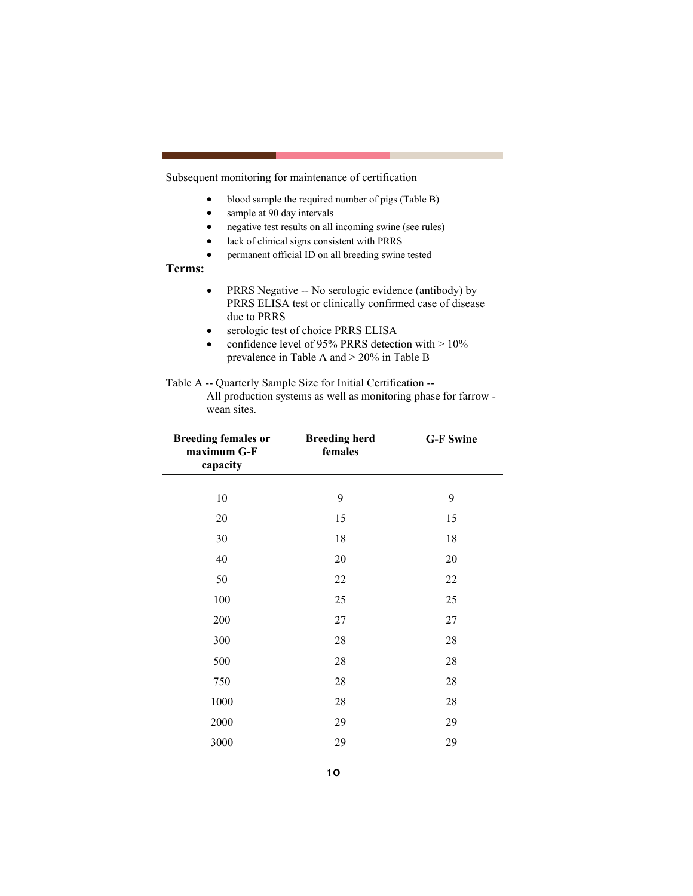Subsequent monitoring for maintenance of certification

- blood sample the required number of pigs (Table B)
- sample at 90 day intervals
- negative test results on all incoming swine (see rules)
- lack of clinical signs consistent with PRRS
- permanent official ID on all breeding swine tested

**Terms:**

- PRRS Negative -- No serologic evidence (antibody) by PRRS ELISA test or clinically confirmed case of disease due to PRRS
- serologic test of choice PRRS ELISA
- confidence level of 95% PRRS detection with > 10% prevalence in Table A and > 20% in Table B

Table A -- Quarterly Sample Size for Initial Certification -- All production systems as well as monitoring phase for farrow - wean sites.

| Breeding females or maximum G-F capacity | Breeding herd females | G-F Swine |
|---|---|---|
| 10 | 9 | 9 |
| 20 | 15 | 15 |
| 30 | 18 | 18 |
| 40 | 20 | 20 |
| 50 | 22 | 22 |
| 100 | 25 | 25 |
| 200 | 27 | 27 |
| 300 | 28 | 28 |
| 500 | 28 | 28 |
| 750 | 28 | 28 |
| 1000 | 28 | 28 |
| 2000 | 29 | 29 |
| 3000 | 29 | 29 |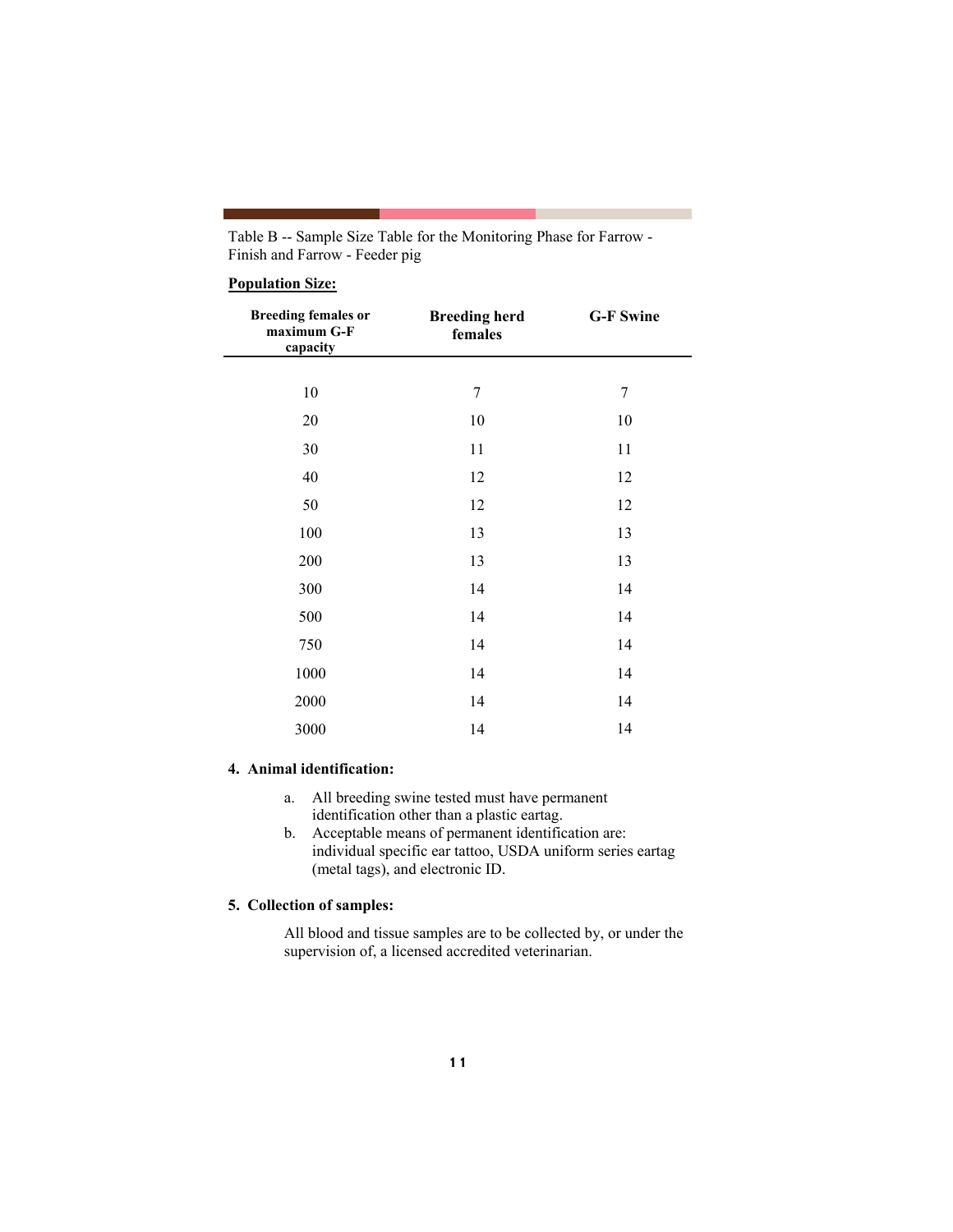Table B -- Sample Size Table for the Monitoring Phase for Farrow - Finish and Farrow - Feeder pig

**Population Size:**

| Breeding females or maximum G-F capacity | Breeding herd females | G-F Swine |
|---|---|---|
| 10 | 7 | 7 |
| 20 | 10 | 10 |
| 30 | 11 | 11 |
| 40 | 12 | 12 |
| 50 | 12 | 12 |
| 100 | 13 | 13 |
| 200 | 13 | 13 |
| 300 | 14 | 14 |
| 500 | 14 | 14 |
| 750 | 14 | 14 |
| 1000 | 14 | 14 |
| 2000 | 14 | 14 |
| 3000 | 14 | 14 |

**4. Animal identification:**

a. All breeding swine tested must have permanent identification other than a plastic eartag.

b. Acceptable means of permanent identification are: individual specific ear tattoo, USDA uniform series eartag (metal tags), and electronic ID.

**5. Collection of samples:**

All blood and tissue samples are to be collected by, or under the supervision of, a licensed accredited veterinarian.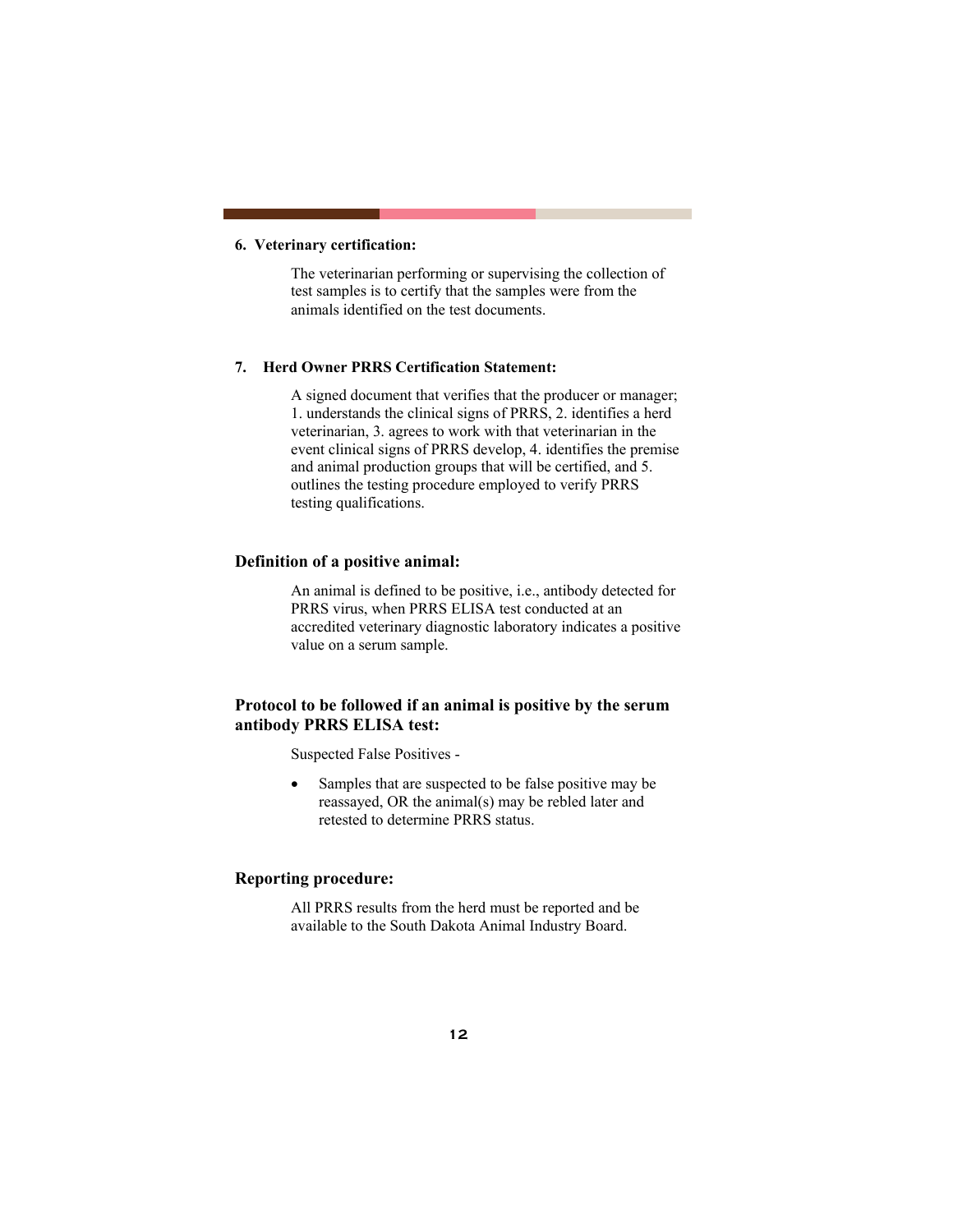**6. Veterinary certification:**

The veterinarian performing or supervising the collection of test samples is to certify that the samples were from the animals identified on the test documents.

**7. Herd Owner PRRS Certification Statement:**

A signed document that verifies that the producer or manager; 1. understands the clinical signs of PRRS, 2. identifies a herd veterinarian, 3. agrees to work with that veterinarian in the event clinical signs of PRRS develop, 4. identifies the premise and animal production groups that will be certified, and 5. outlines the testing procedure employed to verify PRRS testing qualifications.

## Definition of a positive animal:

An animal is defined to be positive, i.e., antibody detected for PRRS virus, when PRRS ELISA test conducted at an accredited veterinary diagnostic laboratory indicates a positive value on a serum sample.

## Protocol to be followed if an animal is positive by the serum antibody PRRS ELISA test:

Suspected False Positives -

- Samples that are suspected to be false positive may be reassayed, OR the animal(s) may be rebled later and retested to determine PRRS status.

## Reporting procedure:

All PRRS results from the herd must be reported and be available to the South Dakota Animal Industry Board.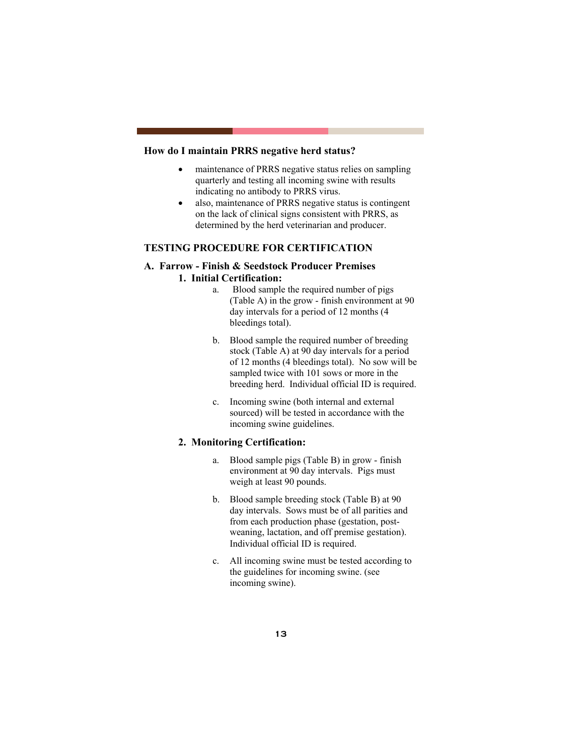**How do I maintain PRRS negative herd status?**

- maintenance of PRRS negative status relies on sampling quarterly and testing all incoming swine with results indicating no antibody to PRRS virus.
- also, maintenance of PRRS negative status is contingent on the lack of clinical signs consistent with PRRS, as determined by the herd veterinarian and producer.

## TESTING PROCEDURE FOR CERTIFICATION

### A. Farrow - Finish & Seedstock Producer Premises

#### 1. Initial Certification:

a. Blood sample the required number of pigs (Table A) in the grow - finish environment at 90 day intervals for a period of 12 months (4 bleedings total).

b. Blood sample the required number of breeding stock (Table A) at 90 day intervals for a period of 12 months (4 bleedings total). No sow will be sampled twice with 101 sows or more in the breeding herd. Individual official ID is required.

c. Incoming swine (both internal and external sourced) will be tested in accordance with the incoming swine guidelines.

#### 2. Monitoring Certification:

a. Blood sample pigs (Table B) in grow - finish environment at 90 day intervals. Pigs must weigh at least 90 pounds.

b. Blood sample breeding stock (Table B) at 90 day intervals. Sows must be of all parities and from each production phase (gestation, post-weaning, lactation, and off premise gestation). Individual official ID is required.

c. All incoming swine must be tested according to the guidelines for incoming swine. (see incoming swine).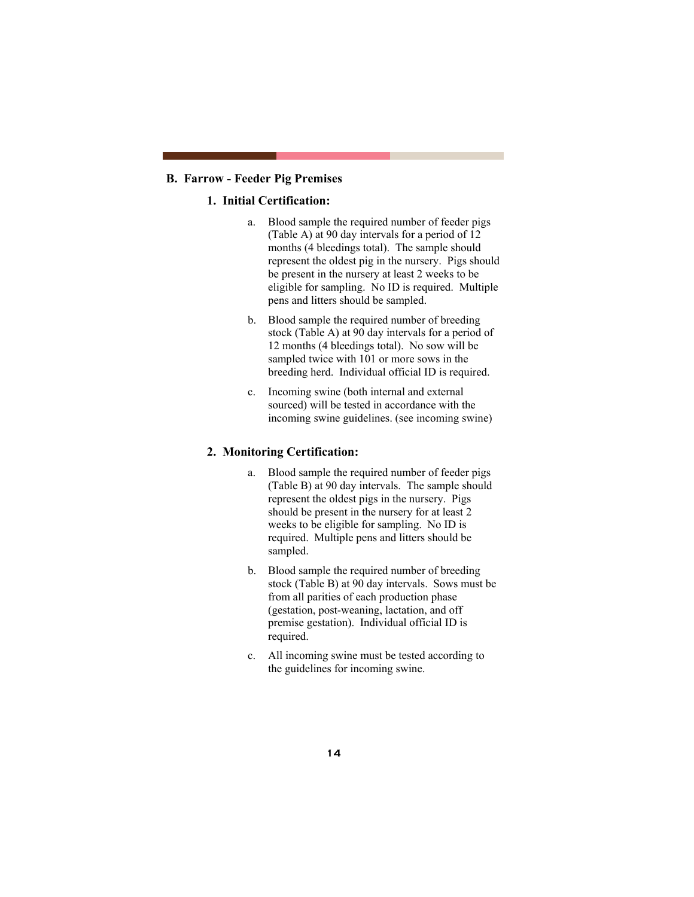## B. Farrow - Feeder Pig Premises

### 1. Initial Certification:

a. Blood sample the required number of feeder pigs (Table A) at 90 day intervals for a period of 12 months (4 bleedings total). The sample should represent the oldest pig in the nursery. Pigs should be present in the nursery at least 2 weeks to be eligible for sampling. No ID is required. Multiple pens and litters should be sampled.

b. Blood sample the required number of breeding stock (Table A) at 90 day intervals for a period of 12 months (4 bleedings total). No sow will be sampled twice with 101 or more sows in the breeding herd. Individual official ID is required.

c. Incoming swine (both internal and external sourced) will be tested in accordance with the incoming swine guidelines. (see incoming swine)

### 2. Monitoring Certification:

a. Blood sample the required number of feeder pigs (Table B) at 90 day intervals. The sample should represent the oldest pigs in the nursery. Pigs should be present in the nursery for at least 2 weeks to be eligible for sampling. No ID is required. Multiple pens and litters should be sampled.

b. Blood sample the required number of breeding stock (Table B) at 90 day intervals. Sows must be from all parities of each production phase (gestation, post-weaning, lactation, and off premise gestation). Individual official ID is required.

c. All incoming swine must be tested according to the guidelines for incoming swine.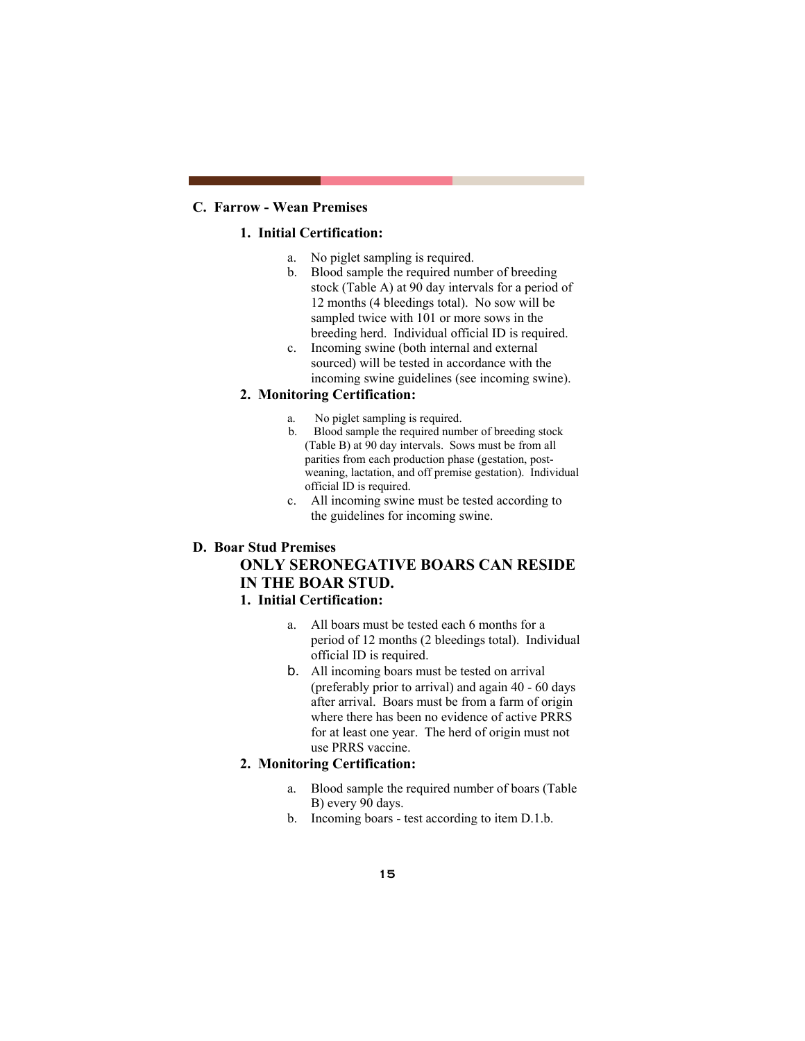## C. Farrow - Wean Premises

### 1. Initial Certification:

a. No piglet sampling is required.
b. Blood sample the required number of breeding stock (Table A) at 90 day intervals for a period of 12 months (4 bleedings total). No sow will be sampled twice with 101 or more sows in the breeding herd. Individual official ID is required.
c. Incoming swine (both internal and external sourced) will be tested in accordance with the incoming swine guidelines (see incoming swine).

### 2. Monitoring Certification:

a. No piglet sampling is required.
b. Blood sample the required number of breeding stock (Table B) at 90 day intervals. Sows must be from all parities from each production phase (gestation, post-weaning, lactation, and off premise gestation). Individual official ID is required.
c. All incoming swine must be tested according to the guidelines for incoming swine.

## D. Boar Stud Premises

**ONLY SERONEGATIVE BOARS CAN RESIDE IN THE BOAR STUD.**

### 1. Initial Certification:

a. All boars must be tested each 6 months for a period of 12 months (2 bleedings total). Individual official ID is required.
b. All incoming boars must be tested on arrival (preferably prior to arrival) and again 40 - 60 days after arrival. Boars must be from a farm of origin where there has been no evidence of active PRRS for at least one year. The herd of origin must not use PRRS vaccine.

### 2. Monitoring Certification:

a. Blood sample the required number of boars (Table B) every 90 days.
b. Incoming boars - test according to item D.1.b.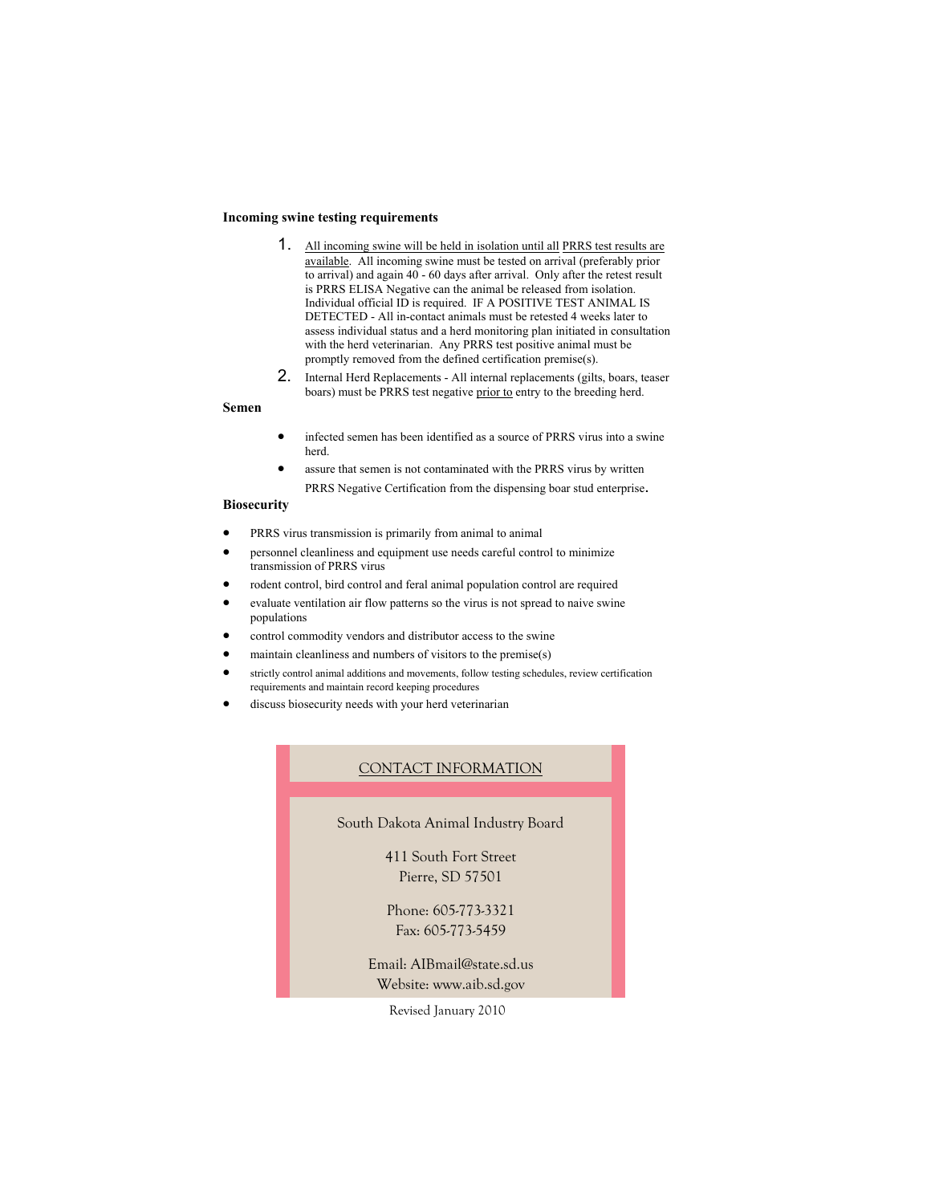**Incoming swine testing requirements**

1. All incoming swine will be held in isolation until all PRRS test results are available. All incoming swine must be tested on arrival (preferably prior to arrival) and again 40 - 60 days after arrival. Only after the retest result is PRRS ELISA Negative can the animal be released from isolation. Individual official ID is required. IF A POSITIVE TEST ANIMAL IS DETECTED - All in-contact animals must be retested 4 weeks later to assess individual status and a herd monitoring plan initiated in consultation with the herd veterinarian. Any PRRS test positive animal must be promptly removed from the defined certification premise(s).
2. Internal Herd Replacements - All internal replacements (gilts, boars, teaser boars) must be PRRS test negative prior to entry to the breeding herd.

**Semen**

- infected semen has been identified as a source of PRRS virus into a swine herd.
- assure that semen is not contaminated with the PRRS virus by written PRRS Negative Certification from the dispensing boar stud enterprise.

**Biosecurity**

- PRRS virus transmission is primarily from animal to animal
- personnel cleanliness and equipment use needs careful control to minimize transmission of PRRS virus
- rodent control, bird control and feral animal population control are required
- evaluate ventilation air flow patterns so the virus is not spread to naive swine populations
- control commodity vendors and distributor access to the swine
- maintain cleanliness and numbers of visitors to the premise(s)
- strictly control animal additions and movements, follow testing schedules, review certification requirements and maintain record keeping procedures
- discuss biosecurity needs with your herd veterinarian

CONTACT INFORMATION

South Dakota Animal Industry Board

411 South Fort Street
Pierre, SD 57501

Phone: 605-773-3321
Fax: 605-773-5459

Email: AIBmail@state.sd.us
Website: www.aib.sd.gov

Revised January 2010